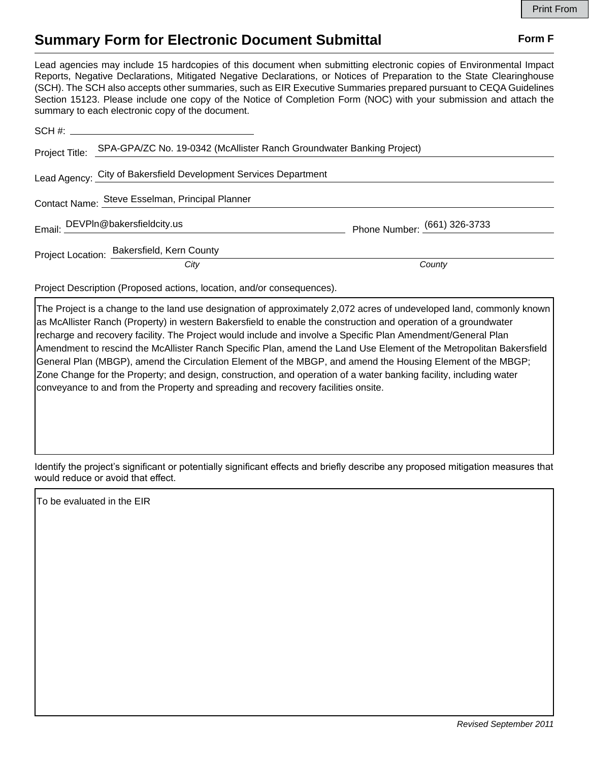# Summary Form for Electronic Document Submittal

**Form F**

Lead agencies may include 15 hardcopies of this document when submitting electronic copies of Environmental Impact Reports, Negative Declarations, Mitigated Negative Declarations, or Notices of Preparation to the State Clearinghouse (SCH). The SCH also accepts other summaries, such as EIR Executive Summaries prepared pursuant to CEQA Guidelines Section 15123. Please include one copy of the Notice of Completion Form (NOC) with your submission and attach the summary to each electronic copy of the document.

SCH #: 

Project Title: SPA-GPA/ZC No. 19-0342 (McAllister Ranch Groundwater Banking Project)

Lead Agency: City of Bakersfield Development Services Department

Contact Name: Steve Esselman, Principal Planner

Email: DEVPln@bakersfieldcity.us

Phone Number: (661) 326-3733

Project Location: Bakersfield, Kern County

*City* *County*

Project Description (Proposed actions, location, and/or consequences).

The Project is a change to the land use designation of approximately 2,072 acres of undeveloped land, commonly known as McAllister Ranch (Property) in western Bakersfield to enable the construction and operation of a groundwater recharge and recovery facility. The Project would include and involve a Specific Plan Amendment/General Plan Amendment to rescind the McAllister Ranch Specific Plan, amend the Land Use Element of the Metropolitan Bakersfield General Plan (MBGP), amend the Circulation Element of the MBGP, and amend the Housing Element of the MBGP; Zone Change for the Property; and design, construction, and operation of a water banking facility, including water conveyance to and from the Property and spreading and recovery facilities onsite.

Identify the project's significant or potentially significant effects and briefly describe any proposed mitigation measures that would reduce or avoid that effect.

To be evaluated in the EIR

*Revised September 2011*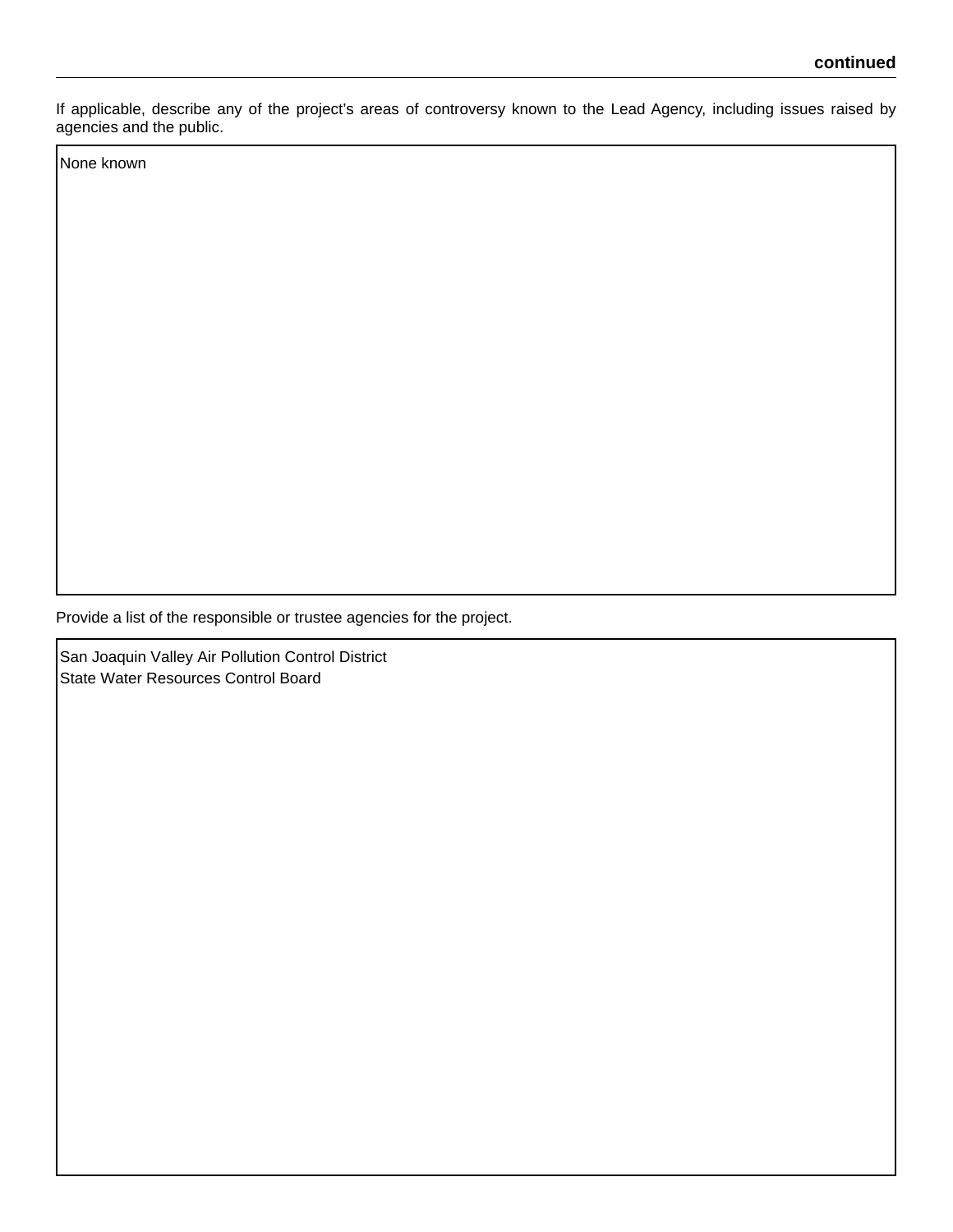**continued**

If applicable, describe any of the project's areas of controversy known to the Lead Agency, including issues raised by agencies and the public.

None known

Provide a list of the responsible or trustee agencies for the project.

San Joaquin Valley Air Pollution Control District
State Water Resources Control Board